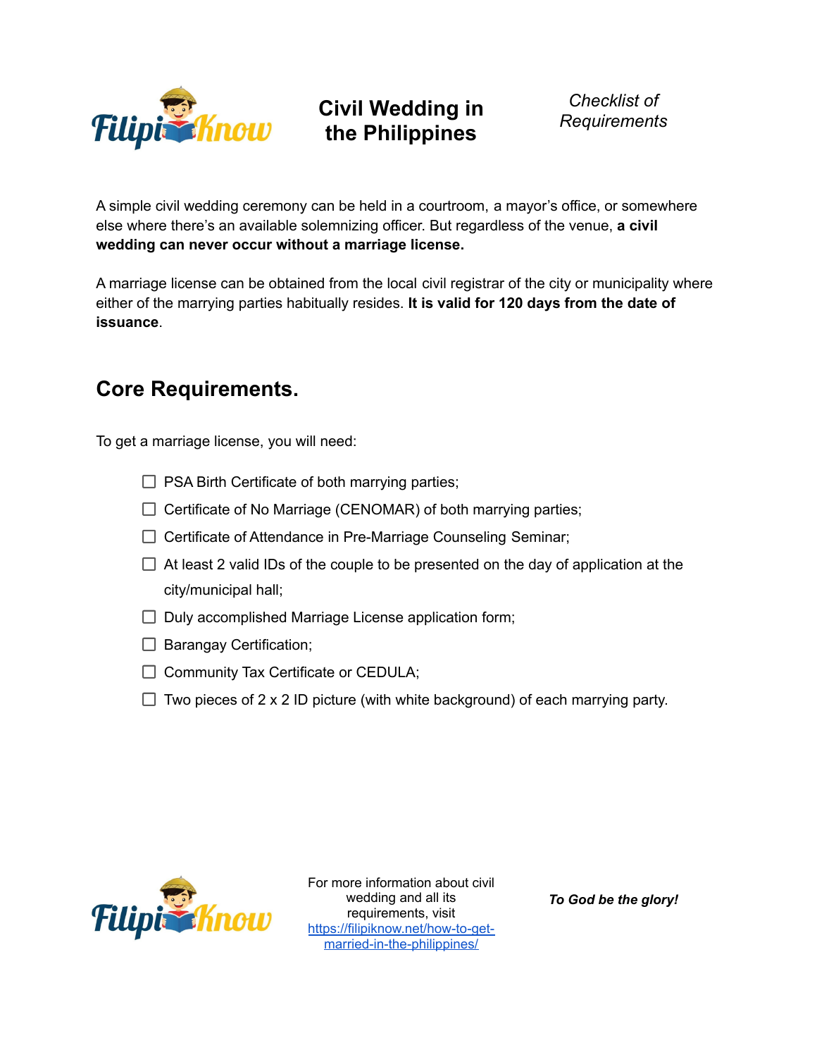# Civil Wedding in the Philippines

*Checklist of Requirements*

A simple civil wedding ceremony can be held in a courtroom, a mayor's office, or somewhere else where there's an available solemnizing officer. But regardless of the venue, **a civil wedding can never occur without a marriage license.**

A marriage license can be obtained from the local civil registrar of the city or municipality where either of the marrying parties habitually resides. **It is valid for 120 days from the date of issuance**.

## Core Requirements.

To get a marriage license, you will need:

- [ ] PSA Birth Certificate of both marrying parties;
- [ ] Certificate of No Marriage (CENOMAR) of both marrying parties;
- [ ] Certificate of Attendance in Pre-Marriage Counseling Seminar;
- [ ] At least 2 valid IDs of the couple to be presented on the day of application at the city/municipal hall;
- [ ] Duly accomplished Marriage License application form;
- [ ] Barangay Certification;
- [ ] Community Tax Certificate or CEDULA;
- [ ] Two pieces of 2 x 2 ID picture (with white background) of each marrying party.

For more information about civil wedding and all its requirements, visit [https://filipiknow.net/how-to-get-married-in-the-philippines/](https://filipiknow.net/how-to-get-married-in-the-philippines/)

***To God be the glory!***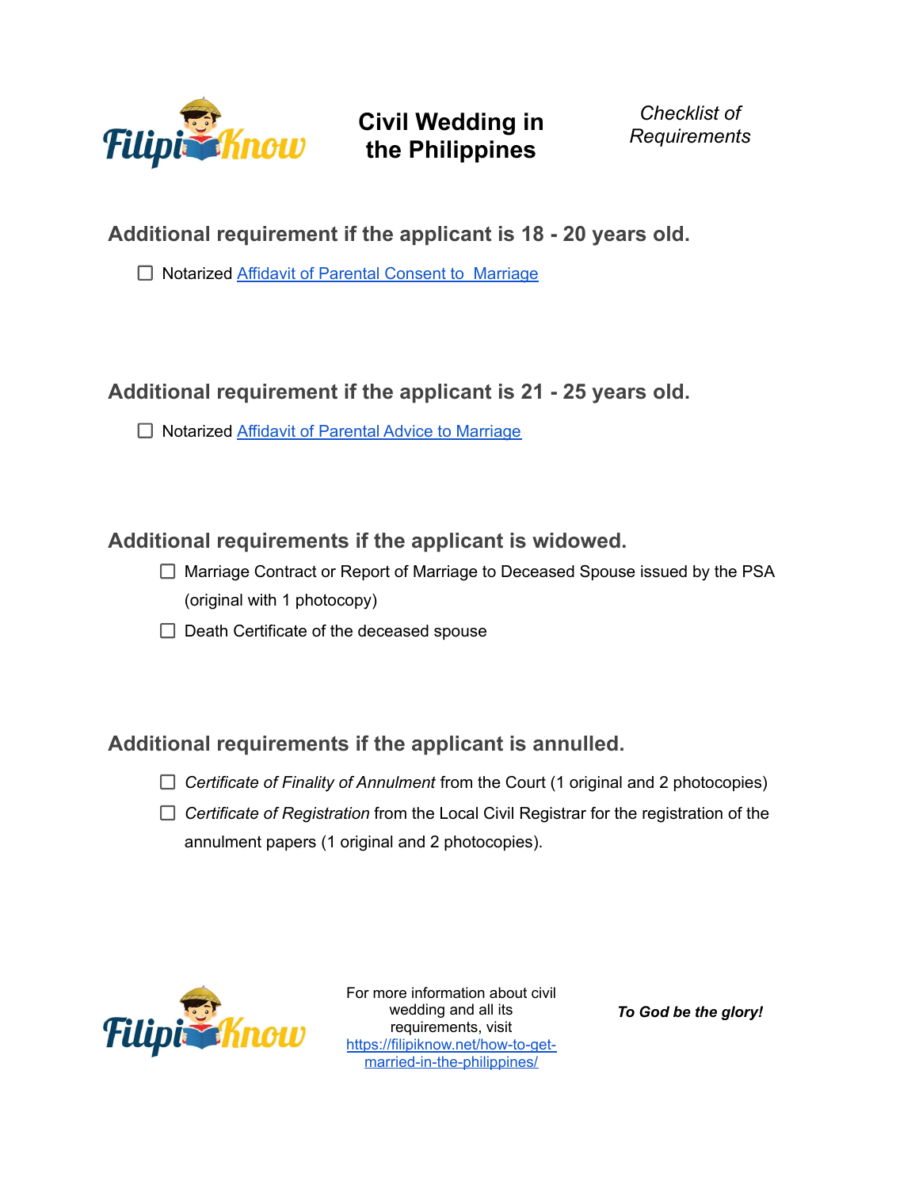## Additional requirement if the applicant is 18 - 20 years old.

- [ ] Notarized Affidavit of Parental Consent to Marriage

## Additional requirement if the applicant is 21 - 25 years old.

- [ ] Notarized Affidavit of Parental Advice to Marriage

## Additional requirements if the applicant is widowed.

- [ ] Marriage Contract or Report of Marriage to Deceased Spouse issued by the PSA (original with 1 photocopy)
- [ ] Death Certificate of the deceased spouse

## Additional requirements if the applicant is annulled.

- [ ] *Certificate of Finality of Annulment* from the Court (1 original and 2 photocopies)
- [ ] *Certificate of Registration* from the Local Civil Registrar for the registration of the annulment papers (1 original and 2 photocopies).

For more information about civil wedding and all its requirements, visit https://filipiknow.net/how-to-get-married-in-the-philippines/

***To God be the glory!***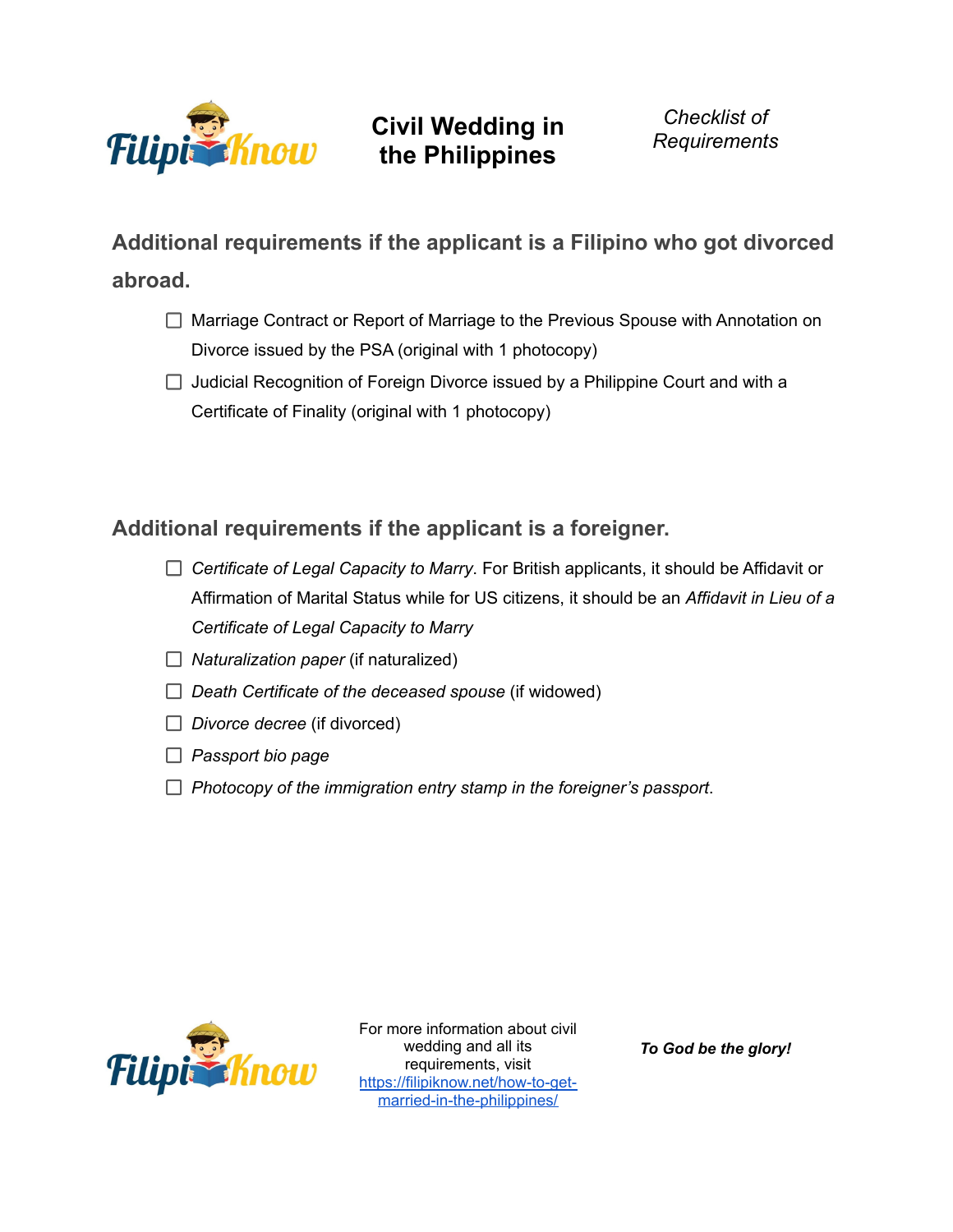## Additional requirements if the applicant is a Filipino who got divorced abroad.

- ☐ Marriage Contract or Report of Marriage to the Previous Spouse with Annotation on Divorce issued by the PSA (original with 1 photocopy)
- ☐ Judicial Recognition of Foreign Divorce issued by a Philippine Court and with a Certificate of Finality (original with 1 photocopy)

## Additional requirements if the applicant is a foreigner.

- ☐ *Certificate of Legal Capacity to Marry*. For British applicants, it should be Affidavit or Affirmation of Marital Status while for US citizens, it should be an *Affidavit in Lieu of a Certificate of Legal Capacity to Marry*
- ☐ *Naturalization paper* (if naturalized)
- ☐ *Death Certificate of the deceased spouse* (if widowed)
- ☐ *Divorce decree* (if divorced)
- ☐ *Passport bio page*
- ☐ *Photocopy of the immigration entry stamp in the foreigner's passport*.

For more information about civil wedding and all its requirements, visit https://filipiknow.net/how-to-get-married-in-the-philippines/

***To God be the glory!***